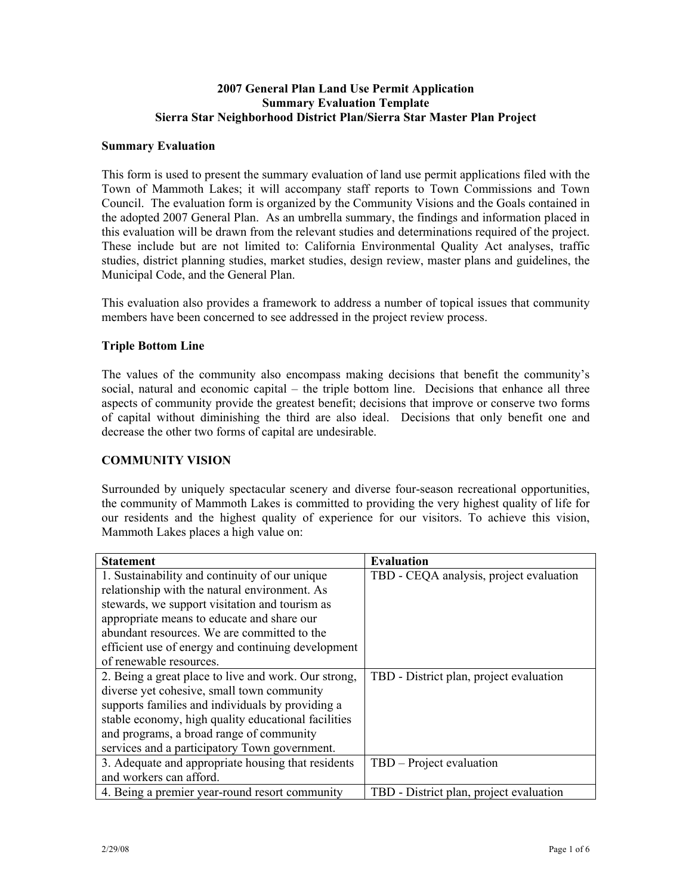# 2007 General Plan Land Use Permit Application
# Summary Evaluation Template
# Sierra Star Neighborhood District Plan/Sierra Star Master Plan Project

### Summary Evaluation

This form is used to present the summary evaluation of land use permit applications filed with the Town of Mammoth Lakes; it will accompany staff reports to Town Commissions and Town Council. The evaluation form is organized by the Community Visions and the Goals contained in the adopted 2007 General Plan. As an umbrella summary, the findings and information placed in this evaluation will be drawn from the relevant studies and determinations required of the project. These include but are not limited to: California Environmental Quality Act analyses, traffic studies, district planning studies, market studies, design review, master plans and guidelines, the Municipal Code, and the General Plan.

This evaluation also provides a framework to address a number of topical issues that community members have been concerned to see addressed in the project review process.

### Triple Bottom Line

The values of the community also encompass making decisions that benefit the community's social, natural and economic capital – the triple bottom line. Decisions that enhance all three aspects of community provide the greatest benefit; decisions that improve or conserve two forms of capital without diminishing the third are also ideal. Decisions that only benefit one and decrease the other two forms of capital are undesirable.

### COMMUNITY VISION

Surrounded by uniquely spectacular scenery and diverse four-season recreational opportunities, the community of Mammoth Lakes is committed to providing the very highest quality of life for our residents and the highest quality of experience for our visitors. To achieve this vision, Mammoth Lakes places a high value on:

| Statement | Evaluation |
|---|---|
| 1. Sustainability and continuity of our unique relationship with the natural environment. As stewards, we support visitation and tourism as appropriate means to educate and share our abundant resources. We are committed to the efficient use of energy and continuing development of renewable resources. | TBD - CEQA analysis, project evaluation |
| 2. Being a great place to live and work. Our strong, diverse yet cohesive, small town community supports families and individuals by providing a stable economy, high quality educational facilities and programs, a broad range of community services and a participatory Town government. | TBD - District plan, project evaluation |
| 3. Adequate and appropriate housing that residents and workers can afford. | TBD – Project evaluation |
| 4. Being a premier year-round resort community | TBD - District plan, project evaluation |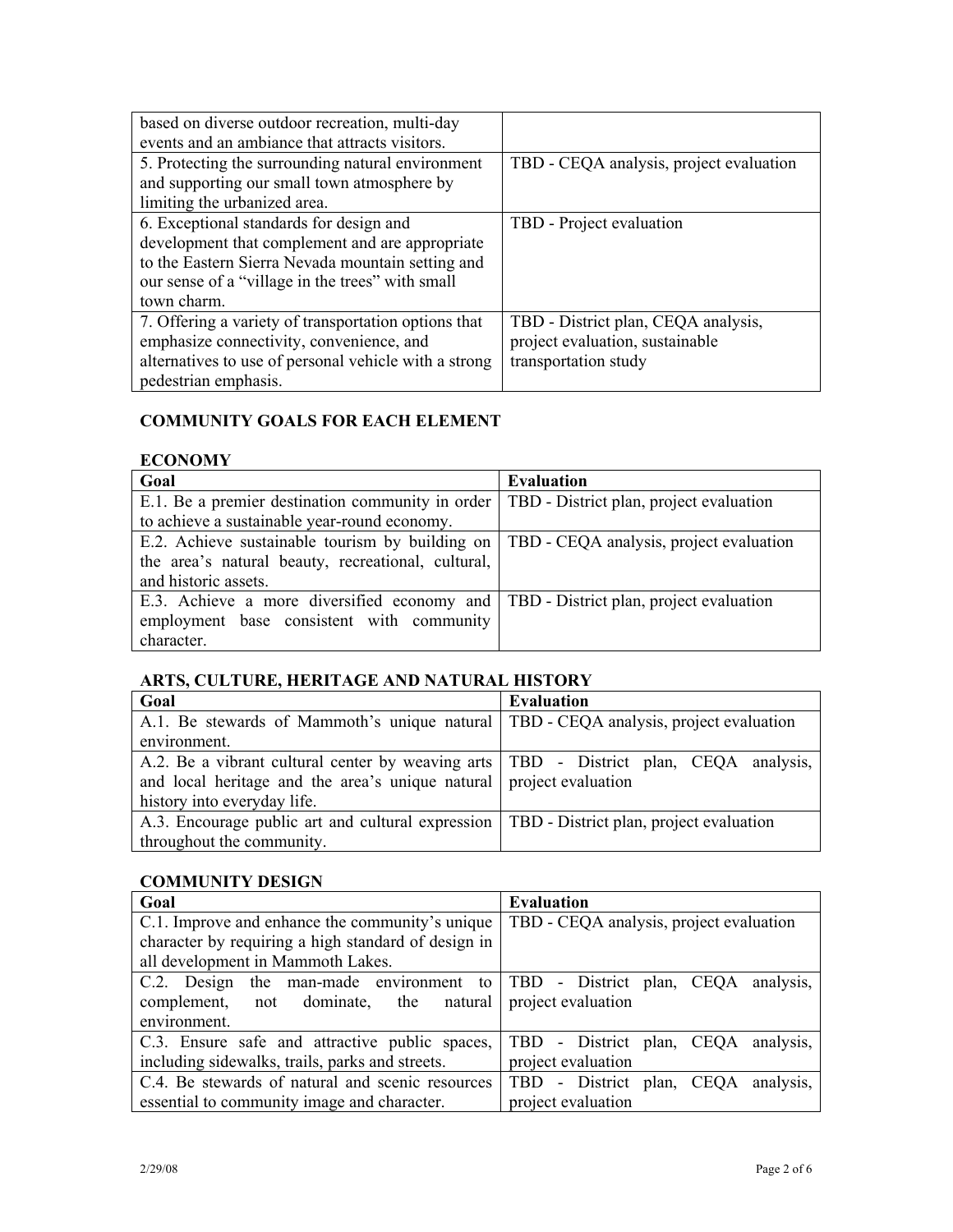| | |
|---|---|
| based on diverse outdoor recreation, multi-day events and an ambiance that attracts visitors. | |
| 5. Protecting the surrounding natural environment and supporting our small town atmosphere by limiting the urbanized area. | TBD - CEQA analysis, project evaluation |
| 6. Exceptional standards for design and development that complement and are appropriate to the Eastern Sierra Nevada mountain setting and our sense of a "village in the trees" with small town charm. | TBD - Project evaluation |
| 7. Offering a variety of transportation options that emphasize connectivity, convenience, and alternatives to use of personal vehicle with a strong pedestrian emphasis. | TBD - District plan, CEQA analysis, project evaluation, sustainable transportation study |

## COMMUNITY GOALS FOR EACH ELEMENT

### ECONOMY

| Goal | Evaluation |
|---|---|
| E.1. Be a premier destination community in order to achieve a sustainable year-round economy. | TBD - District plan, project evaluation |
| E.2. Achieve sustainable tourism by building on the area's natural beauty, recreational, cultural, and historic assets. | TBD - CEQA analysis, project evaluation |
| E.3. Achieve a more diversified economy and employment base consistent with community character. | TBD - District plan, project evaluation |

### ARTS, CULTURE, HERITAGE AND NATURAL HISTORY

| Goal | Evaluation |
|---|---|
| A.1. Be stewards of Mammoth's unique natural environment. | TBD - CEQA analysis, project evaluation |
| A.2. Be a vibrant cultural center by weaving arts and local heritage and the area's unique natural history into everyday life. | TBD - District plan, CEQA analysis, project evaluation |
| A.3. Encourage public art and cultural expression throughout the community. | TBD - District plan, project evaluation |

### COMMUNITY DESIGN

| Goal | Evaluation |
|---|---|
| C.1. Improve and enhance the community's unique character by requiring a high standard of design in all development in Mammoth Lakes. | TBD - CEQA analysis, project evaluation |
| C.2. Design the man-made environment to complement, not dominate, the natural environment. | TBD - District plan, CEQA analysis, project evaluation |
| C.3. Ensure safe and attractive public spaces, including sidewalks, trails, parks and streets. | TBD - District plan, CEQA analysis, project evaluation |
| C.4. Be stewards of natural and scenic resources essential to community image and character. | TBD - District plan, CEQA analysis, project evaluation |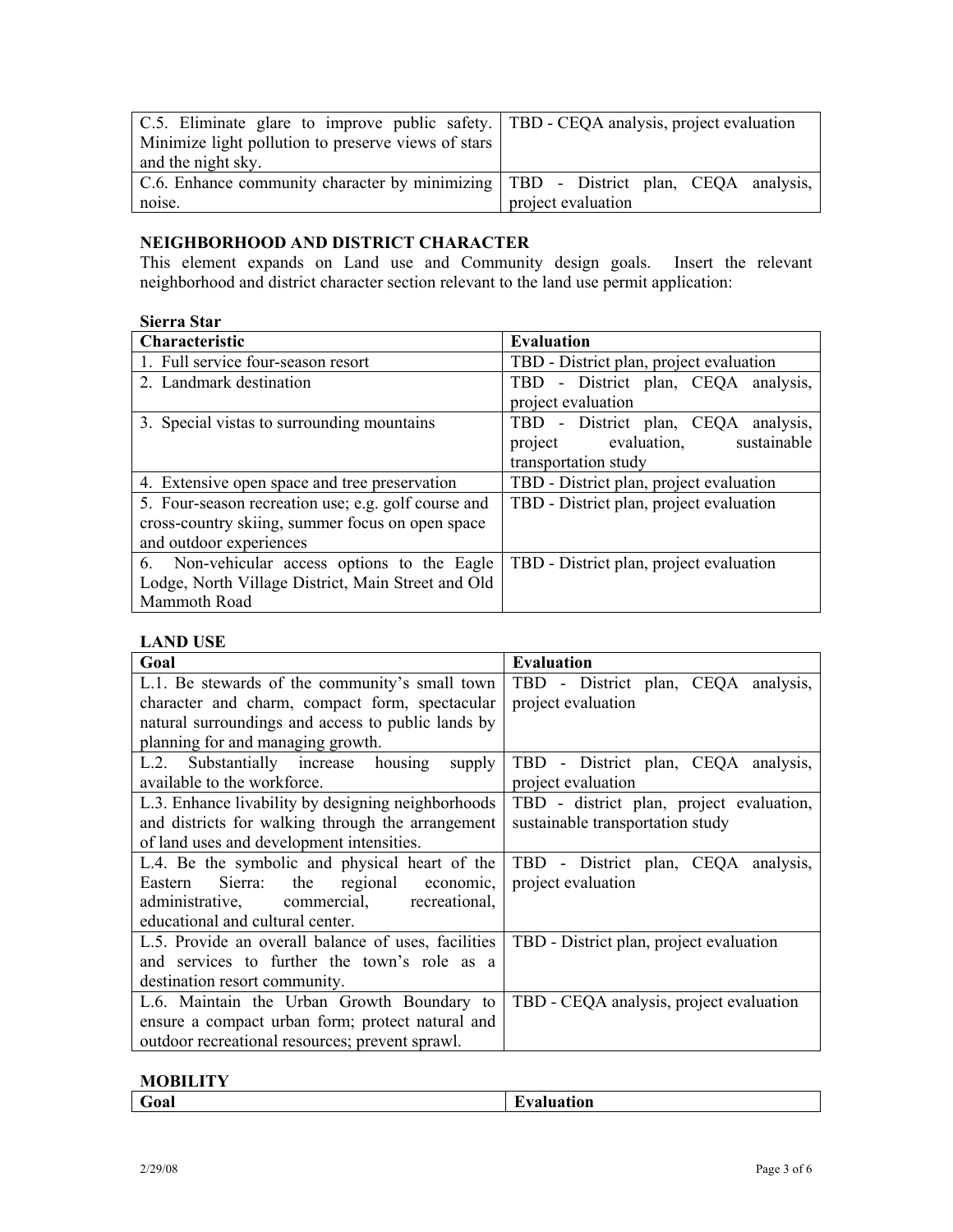| C.5. Eliminate glare to improve public safety. Minimize light pollution to preserve views of stars and the night sky. | TBD - CEQA analysis, project evaluation |
| --- | --- |
| C.6. Enhance community character by minimizing noise. | TBD - District plan, CEQA analysis, project evaluation |

### NEIGHBORHOOD AND DISTRICT CHARACTER

This element expands on Land use and Community design goals. Insert the relevant neighborhood and district character section relevant to the land use permit application:

**Sierra Star**

| Characteristic | Evaluation |
| --- | --- |
| 1. Full service four-season resort | TBD - District plan, project evaluation |
| 2. Landmark destination | TBD - District plan, CEQA analysis, project evaluation |
| 3. Special vistas to surrounding mountains | TBD - District plan, CEQA analysis, project evaluation, sustainable transportation study |
| 4. Extensive open space and tree preservation | TBD - District plan, project evaluation |
| 5. Four-season recreation use; e.g. golf course and cross-country skiing, summer focus on open space and outdoor experiences | TBD - District plan, project evaluation |
| 6. Non-vehicular access options to the Eagle Lodge, North Village District, Main Street and Old Mammoth Road | TBD - District plan, project evaluation |

### LAND USE

| Goal | Evaluation |
| --- | --- |
| L.1. Be stewards of the community's small town character and charm, compact form, spectacular natural surroundings and access to public lands by planning for and managing growth. | TBD - District plan, CEQA analysis, project evaluation |
| L.2. Substantially increase housing supply available to the workforce. | TBD - District plan, CEQA analysis, project evaluation |
| L.3. Enhance livability by designing neighborhoods and districts for walking through the arrangement of land uses and development intensities. | TBD - district plan, project evaluation, sustainable transportation study |
| L.4. Be the symbolic and physical heart of the Eastern Sierra: the regional economic, administrative, commercial, recreational, educational and cultural center. | TBD - District plan, CEQA analysis, project evaluation |
| L.5. Provide an overall balance of uses, facilities and services to further the town's role as a destination resort community. | TBD - District plan, project evaluation |
| L.6. Maintain the Urban Growth Boundary to ensure a compact urban form; protect natural and outdoor recreational resources; prevent sprawl. | TBD - CEQA analysis, project evaluation |

### MOBILITY

| Goal | Evaluation |
| --- | --- |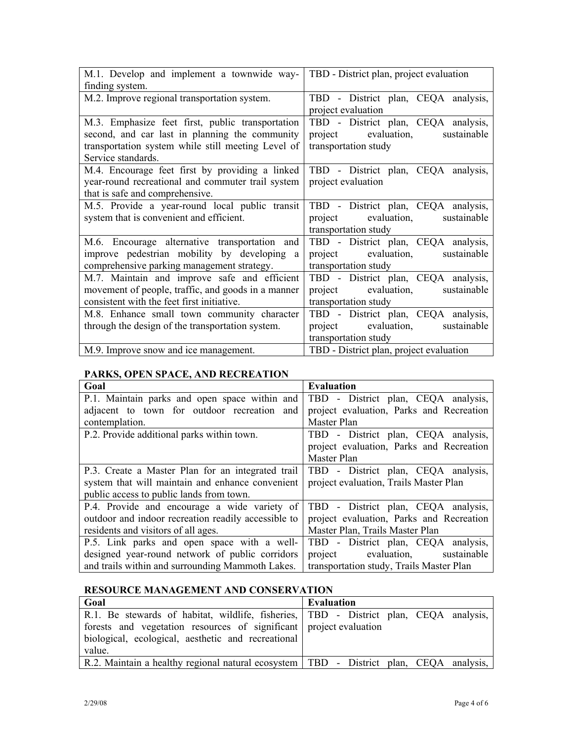| | |
|---|---|
| M.1. Develop and implement a townwide way-finding system. | TBD - District plan, project evaluation |
| M.2. Improve regional transportation system. | TBD - District plan, CEQA analysis, project evaluation |
| M.3. Emphasize feet first, public transportation second, and car last in planning the community transportation system while still meeting Level of Service standards. | TBD - District plan, CEQA analysis, project evaluation, sustainable transportation study |
| M.4. Encourage feet first by providing a linked year-round recreational and commuter trail system that is safe and comprehensive. | TBD - District plan, CEQA analysis, project evaluation |
| M.5. Provide a year-round local public transit system that is convenient and efficient. | TBD - District plan, CEQA analysis, project evaluation, sustainable transportation study |
| M.6. Encourage alternative transportation and improve pedestrian mobility by developing a comprehensive parking management strategy. | TBD - District plan, CEQA analysis, project evaluation, sustainable transportation study |
| M.7. Maintain and improve safe and efficient movement of people, traffic, and goods in a manner consistent with the feet first initiative. | TBD - District plan, CEQA analysis, project evaluation, sustainable transportation study |
| M.8. Enhance small town community character through the design of the transportation system. | TBD - District plan, CEQA analysis, project evaluation, sustainable transportation study |
| M.9. Improve snow and ice management. | TBD - District plan, project evaluation |

**PARKS, OPEN SPACE, AND RECREATION**

| Goal | Evaluation |
|---|---|
| P.1. Maintain parks and open space within and adjacent to town for outdoor recreation and contemplation. | TBD - District plan, CEQA analysis, project evaluation, Parks and Recreation Master Plan |
| P.2. Provide additional parks within town. | TBD - District plan, CEQA analysis, project evaluation, Parks and Recreation Master Plan |
| P.3. Create a Master Plan for an integrated trail system that will maintain and enhance convenient public access to public lands from town. | TBD - District plan, CEQA analysis, project evaluation, Trails Master Plan |
| P.4. Provide and encourage a wide variety of outdoor and indoor recreation readily accessible to residents and visitors of all ages. | TBD - District plan, CEQA analysis, project evaluation, Parks and Recreation Master Plan, Trails Master Plan |
| P.5. Link parks and open space with a well-designed year-round network of public corridors and trails within and surrounding Mammoth Lakes. | TBD - District plan, CEQA analysis, project evaluation, sustainable transportation study, Trails Master Plan |

**RESOURCE MANAGEMENT AND CONSERVATION**

| Goal | Evaluation |
|---|---|
| R.1. Be stewards of habitat, wildlife, fisheries, forests and vegetation resources of significant biological, ecological, aesthetic and recreational value. | TBD - District plan, CEQA analysis, project evaluation |
| R.2. Maintain a healthy regional natural ecosystem | TBD - District plan, CEQA analysis, |

2/29/08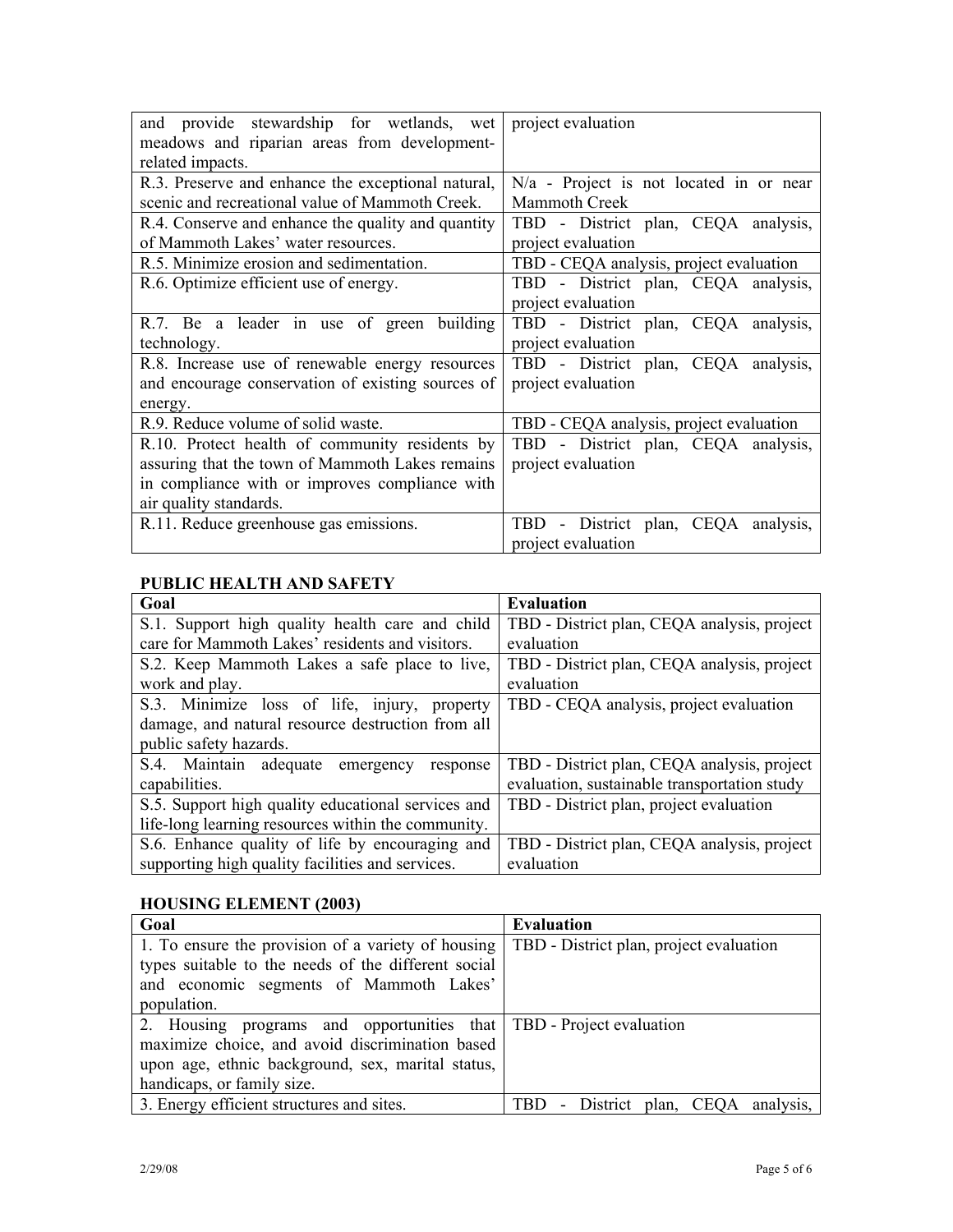| | |
|---|---|
| and provide stewardship for wetlands, wet meadows and riparian areas from development-related impacts. | project evaluation |
| R.3. Preserve and enhance the exceptional natural, scenic and recreational value of Mammoth Creek. | N/a - Project is not located in or near Mammoth Creek |
| R.4. Conserve and enhance the quality and quantity of Mammoth Lakes' water resources. | TBD - District plan, CEQA analysis, project evaluation |
| R.5. Minimize erosion and sedimentation. | TBD - CEQA analysis, project evaluation |
| R.6. Optimize efficient use of energy. | TBD - District plan, CEQA analysis, project evaluation |
| R.7. Be a leader in use of green building technology. | TBD - District plan, CEQA analysis, project evaluation |
| R.8. Increase use of renewable energy resources and encourage conservation of existing sources of energy. | TBD - District plan, CEQA analysis, project evaluation |
| R.9. Reduce volume of solid waste. | TBD - CEQA analysis, project evaluation |
| R.10. Protect health of community residents by assuring that the town of Mammoth Lakes remains in compliance with or improves compliance with air quality standards. | TBD - District plan, CEQA analysis, project evaluation |
| R.11. Reduce greenhouse gas emissions. | TBD - District plan, CEQA analysis, project evaluation |

**PUBLIC HEALTH AND SAFETY**

| Goal | Evaluation |
|---|---|
| S.1. Support high quality health care and child care for Mammoth Lakes' residents and visitors. | TBD - District plan, CEQA analysis, project evaluation |
| S.2. Keep Mammoth Lakes a safe place to live, work and play. | TBD - District plan, CEQA analysis, project evaluation |
| S.3. Minimize loss of life, injury, property damage, and natural resource destruction from all public safety hazards. | TBD - CEQA analysis, project evaluation |
| S.4. Maintain adequate emergency response capabilities. | TBD - District plan, CEQA analysis, project evaluation, sustainable transportation study |
| S.5. Support high quality educational services and life-long learning resources within the community. | TBD - District plan, project evaluation |
| S.6. Enhance quality of life by encouraging and supporting high quality facilities and services. | TBD - District plan, CEQA analysis, project evaluation |

**HOUSING ELEMENT (2003)**

| Goal | Evaluation |
|---|---|
| 1. To ensure the provision of a variety of housing types suitable to the needs of the different social and economic segments of Mammoth Lakes' population. | TBD - District plan, project evaluation |
| 2. Housing programs and opportunities that maximize choice, and avoid discrimination based upon age, ethnic background, sex, marital status, handicaps, or family size. | TBD - Project evaluation |
| 3. Energy efficient structures and sites. | TBD - District plan, CEQA analysis, |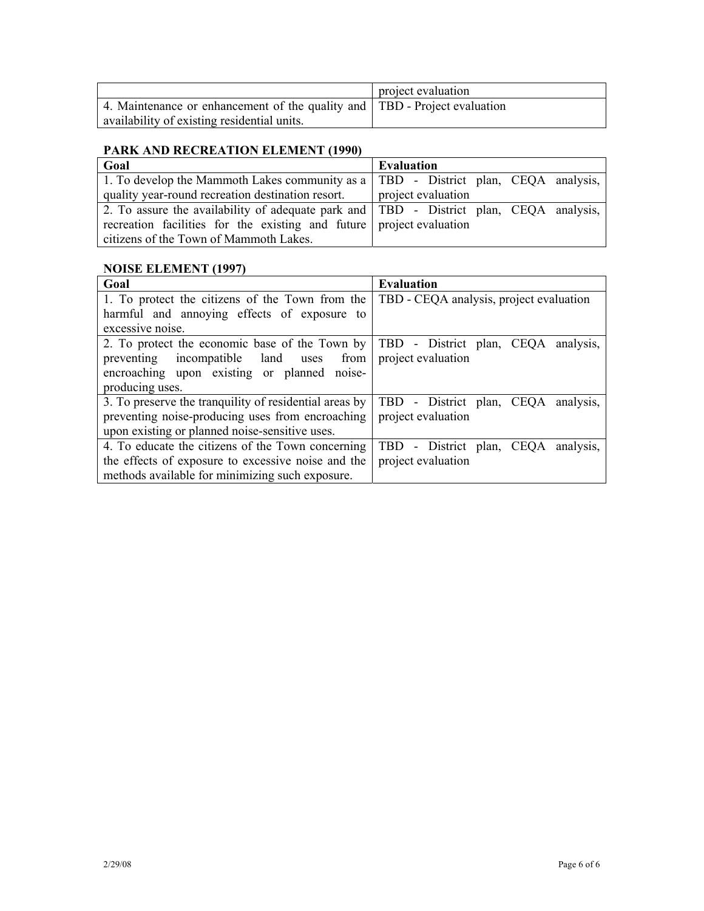| | |
|---|---|
| | project evaluation |
| 4. Maintenance or enhancement of the quality and availability of existing residential units. | TBD - Project evaluation |

**PARK AND RECREATION ELEMENT (1990)**

| Goal | Evaluation |
|---|---|
| 1. To develop the Mammoth Lakes community as a quality year-round recreation destination resort. | TBD - District plan, CEQA analysis, project evaluation |
| 2. To assure the availability of adequate park and recreation facilities for the existing and future citizens of the Town of Mammoth Lakes. | TBD - District plan, CEQA analysis, project evaluation |

**NOISE ELEMENT (1997)**

| Goal | Evaluation |
|---|---|
| 1. To protect the citizens of the Town from the harmful and annoying effects of exposure to excessive noise. | TBD - CEQA analysis, project evaluation |
| 2. To protect the economic base of the Town by preventing incompatible land uses from encroaching upon existing or planned noise-producing uses. | TBD - District plan, CEQA analysis, project evaluation |
| 3. To preserve the tranquility of residential areas by preventing noise-producing uses from encroaching upon existing or planned noise-sensitive uses. | TBD - District plan, CEQA analysis, project evaluation |
| 4. To educate the citizens of the Town concerning the effects of exposure to excessive noise and the methods available for minimizing such exposure. | TBD - District plan, CEQA analysis, project evaluation |

2/29/08